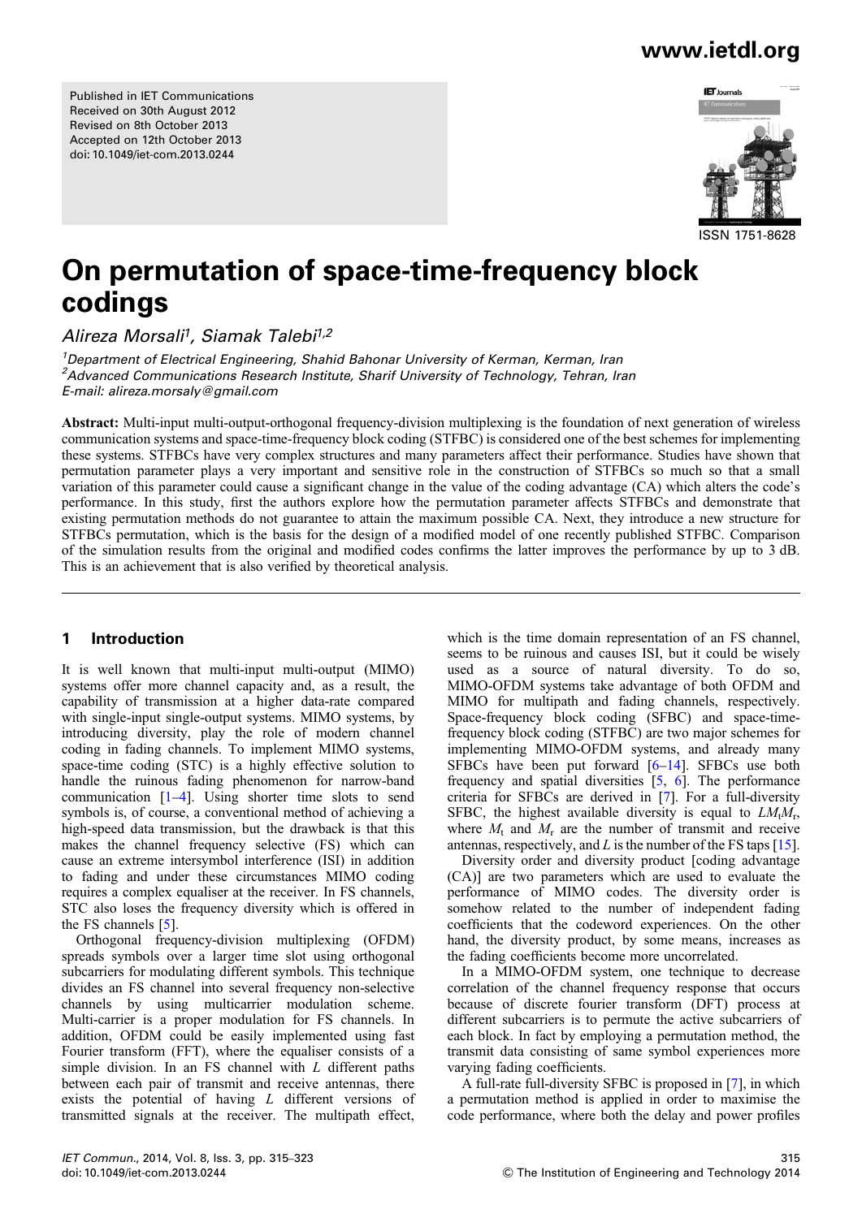Published in IET Communications
Received on 30th August 2012
Revised on 8th October 2013
Accepted on 12th October 2013
doi: 10.1049/iet-com.2013.0244

ISSN 1751-8628

# On permutation of space-time-frequency block codings

*Alireza Morsali[1], Siamak Talebi[1,2]*

[1]*Department of Electrical Engineering, Shahid Bahonar University of Kerman, Kerman, Iran*
[2]*Advanced Communications Research Institute, Sharif University of Technology, Tehran, Iran*
*E-mail: alireza.morsaly@gmail.com*

**Abstract:** Multi-input multi-output-orthogonal frequency-division multiplexing is the foundation of next generation of wireless communication systems and space-time-frequency block coding (STFBC) is considered one of the best schemes for implementing these systems. STFBCs have very complex structures and many parameters affect their performance. Studies have shown that permutation parameter plays a very important and sensitive role in the construction of STFBCs so much so that a small variation of this parameter could cause a significant change in the value of the coding advantage (CA) which alters the code's performance. In this study, first the authors explore how the permutation parameter affects STFBCs and demonstrate that existing permutation methods do not guarantee to attain the maximum possible CA. Next, they introduce a new structure for STFBCs permutation, which is the basis for the design of a modified model of one recently published STFBC. Comparison of the simulation results from the original and modified codes confirms the latter improves the performance by up to 3 dB. This is an achievement that is also verified by theoretical analysis.

## 1 Introduction

It is well known that multi-input multi-output (MIMO) systems offer more channel capacity and, as a result, the capability of transmission at a higher data-rate compared with single-input single-output systems. MIMO systems, by introducing diversity, play the role of modern channel coding in fading channels. To implement MIMO systems, space-time coding (STC) is a highly effective solution to handle the ruinous fading phenomenon for narrow-band communication [1–4]. Using shorter time slots to send symbols is, of course, a conventional method of achieving a high-speed data transmission, but the drawback is that this makes the channel frequency selective (FS) which can cause an extreme intersymbol interference (ISI) in addition to fading and under these circumstances MIMO coding requires a complex equaliser at the receiver. In FS channels, STC also loses the frequency diversity which is offered in the FS channels [5].

Orthogonal frequency-division multiplexing (OFDM) spreads symbols over a larger time slot using orthogonal subcarriers for modulating different symbols. This technique divides an FS channel into several frequency non-selective channels by using multicarrier modulation scheme. Multi-carrier is a proper modulation for FS channels. In addition, OFDM could be easily implemented using fast Fourier transform (FFT), where the equaliser consists of a simple division. In an FS channel with $L$ different paths between each pair of transmit and receive antennas, there exists the potential of having $L$ different versions of transmitted signals at the receiver. The multipath effect, which is the time domain representation of an FS channel, seems to be ruinous and causes ISI, but it could be wisely used as a source of natural diversity. To do so, MIMO-OFDM systems take advantage of both OFDM and MIMO for multipath and fading channels, respectively. Space-frequency block coding (SFBC) and space-time-frequency block coding (STFBC) are two major schemes for implementing MIMO-OFDM systems, and already many SFBCs have been put forward [6–14]. SFBCs use both frequency and spatial diversities [5, 6]. The performance criteria for SFBCs are derived in [7]. For a full-diversity SFBC, the highest available diversity is equal to $LM_tM_r$, where $M_t$ and $M_r$ are the number of transmit and receive antennas, respectively, and $L$ is the number of the FS taps [15].

Diversity order and diversity product [coding advantage (CA)] are two parameters which are used to evaluate the performance of MIMO codes. The diversity order is somehow related to the number of independent fading coefficients that the codeword experiences. On the other hand, the diversity product, by some means, increases as the fading coefficients become more uncorrelated.

In a MIMO-OFDM system, one technique to decrease correlation of the channel frequency response that occurs because of discrete fourier transform (DFT) process at different subcarriers is to permute the active subcarriers of each block. In fact by employing a permutation method, the transmit data consisting of same symbol experiences more varying fading coefficients.

A full-rate full-diversity SFBC is proposed in [7], in which a permutation method is applied in order to maximise the code performance, where both the delay and power profiles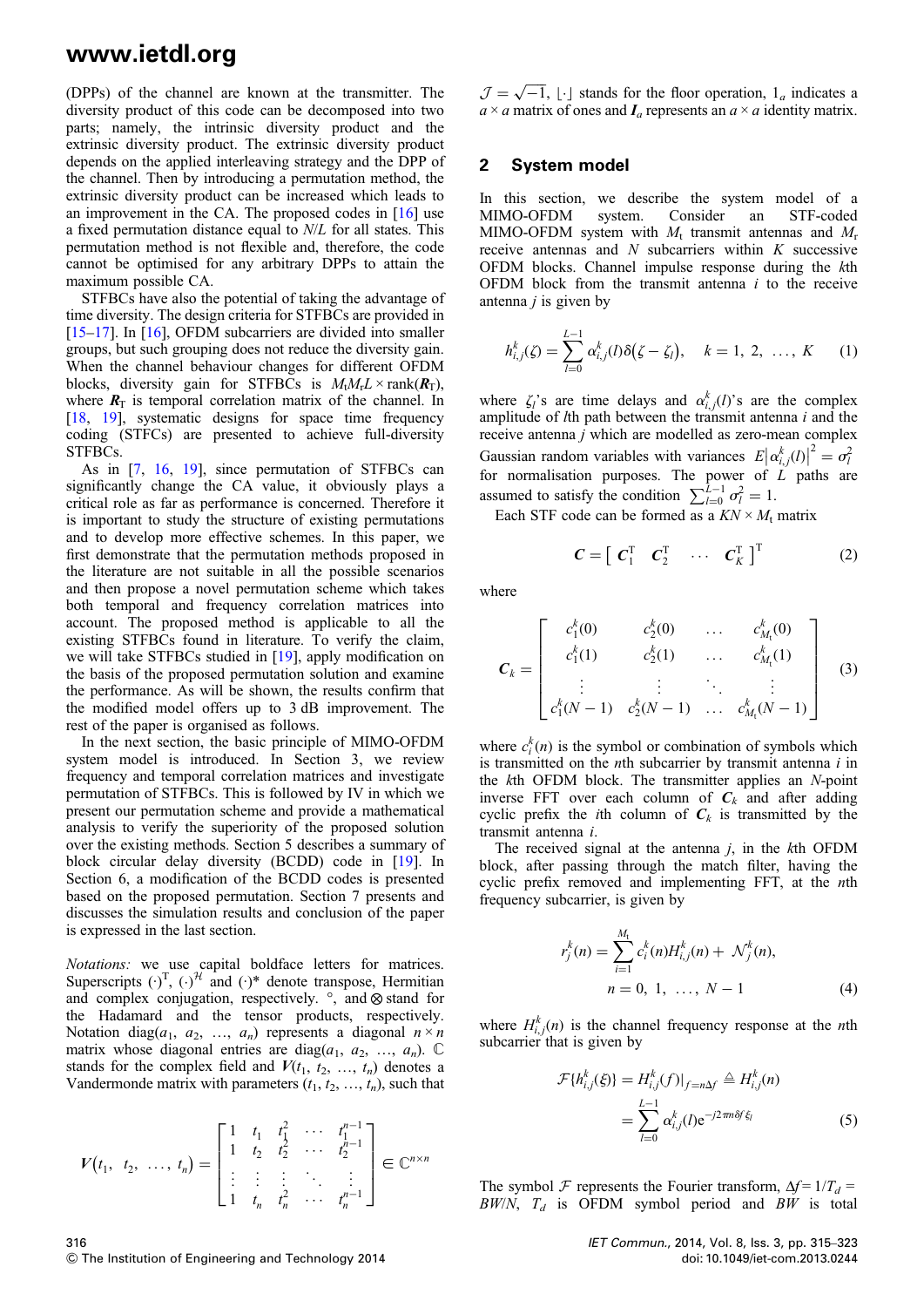(DPPs) of the channel are known at the transmitter. The diversity product of this code can be decomposed into two parts; namely, the intrinsic diversity product and the extrinsic diversity product. The extrinsic diversity product depends on the applied interleaving strategy and the DPP of the channel. Then by introducing a permutation method, the extrinsic diversity product can be increased which leads to an improvement in the CA. The proposed codes in [16] use a fixed permutation distance equal to $N/L$ for all states. This permutation method is not flexible and, therefore, the code cannot be optimised for any arbitrary DPPs to attain the maximum possible CA.

STFBCs have also the potential of taking the advantage of time diversity. The design criteria for STFBCs are provided in [15–17]. In [16], OFDM subcarriers are divided into smaller groups, but such grouping does not reduce the diversity gain. When the channel behaviour changes for different OFDM blocks, diversity gain for STFBCs is $M_t M_r L \times \text{rank}(\boldsymbol{R}_T)$, where $\boldsymbol{R}_T$ is temporal correlation matrix of the channel. In [18, 19], systematic designs for space time frequency coding (STFCs) are presented to achieve full-diversity STFBCs.

As in [7, 16, 19], since permutation of STFBCs can significantly change the CA value, it obviously plays a critical role as far as performance is concerned. Therefore it is important to study the structure of existing permutations and to develop more effective schemes. In this paper, we first demonstrate that the permutation methods proposed in the literature are not suitable in all the possible scenarios and then propose a novel permutation scheme which takes both temporal and frequency correlation matrices into account. The proposed method is applicable to all the existing STFBCs found in literature. To verify the claim, we will take STFBCs studied in [19], apply modification on the basis of the proposed permutation solution and examine the performance. As will be shown, the results confirm that the modified model offers up to 3 dB improvement. The rest of the paper is organised as follows.

In the next section, the basic principle of MIMO-OFDM system model is introduced. In Section 3, we review frequency and temporal correlation matrices and investigate permutation of STFBCs. This is followed by IV in which we present our permutation scheme and provide a mathematical analysis to verify the superiority of the proposed solution over the existing methods. Section 5 describes a summary of block circular delay diversity (BCDD) code in [19]. In Section 6, a modification of the BCDD codes is presented based on the proposed permutation. Section 7 presents and discusses the simulation results and conclusion of the paper is expressed in the last section.

*Notations:* we use capital boldface letters for matrices. Superscripts $(\cdot)^{\text{T}}$, $(\cdot)^{\mathcal{H}}$ and $(\cdot)^*$ denote transpose, Hermitian and complex conjugation, respectively. $\circ$, and $\otimes$ stand for the Hadamard and the tensor products, respectively. Notation $\text{diag}(a_1, a_2, \ldots, a_n)$ represents a diagonal $n \times n$ matrix whose diagonal entries are $\text{diag}(a_1, a_2, \ldots, a_n)$. $\mathbb{C}$ stands for the complex field and $\boldsymbol{V}(t_1, t_2, \ldots, t_n)$ denotes a Vandermonde matrix with parameters $(t_1, t_2, \ldots, t_n)$, such that

$$\boldsymbol{V}(t_1, t_2, \ldots, t_n) = \begin{bmatrix} 1 & t_1 & t_1^2 & \cdots & t_1^{n-1} \\ 1 & t_2 & t_2^2 & \cdots & t_2^{n-1} \\ \vdots & \vdots & \vdots & \ddots & \vdots \\ 1 & t_n & t_n^2 & \cdots & t_n^{n-1} \end{bmatrix} \in \mathbb{C}^{n \times n}$$

$\mathcal{J} = \sqrt{-1}$, $\lfloor \cdot \rfloor$ stands for the floor operation, $1_a$ indicates a $a \times a$ matrix of ones and $\boldsymbol{I}_a$ represents an $a \times a$ identity matrix.

## 2 System model

In this section, we describe the system model of a MIMO-OFDM system. Consider an STF-coded MIMO-OFDM system with $M_t$ transmit antennas and $M_r$ receive antennas and $N$ subcarriers within $K$ successive OFDM blocks. Channel impulse response during the $k$th OFDM block from the transmit antenna $i$ to the receive antenna $j$ is given by

$$h_{i,j}^k(\zeta) = \sum_{l=0}^{L-1} \alpha_{i,j}^k(l)\delta(\zeta - \zeta_l), \quad k = 1, 2, \ldots, K \tag{1}$$

where $\zeta_l$'s are time delays and $\alpha_{i,j}^k(l)$'s are the complex amplitude of $l$th path between the transmit antenna $i$ and the receive antenna $j$ which are modelled as zero-mean complex Gaussian random variables with variances $E\left|\alpha_{i,j}^k(l)\right|^2 = \sigma_l^2$ for normalisation purposes. The power of $L$ paths are assumed to satisfy the condition $\sum_{l=0}^{L-1}\sigma_l^2 = 1$.

Each STF code can be formed as a $KN \times M_t$ matrix

$$\boldsymbol{C} = \begin{bmatrix} \boldsymbol{C}_1^{\text{T}} & \boldsymbol{C}_2^{\text{T}} & \cdots & \boldsymbol{C}_K^{\text{T}} \end{bmatrix}^{\text{T}} \tag{2}$$

where

$$\boldsymbol{C}_k = \begin{bmatrix} c_1^k(0) & c_2^k(0) & \ldots & c_{M_t}^k(0) \\ c_1^k(1) & c_2^k(1) & \ldots & c_{M_t}^k(1) \\ \vdots & \vdots & \ddots & \vdots \\ c_1^k(N-1) & c_2^k(N-1) & \ldots & c_{M_t}^k(N-1) \end{bmatrix} \tag{3}$$

where $c_i^k(n)$ is the symbol or combination of symbols which is transmitted on the $n$th subcarrier by transmit antenna $i$ in the $k$th OFDM block. The transmitter applies an $N$-point inverse FFT over each column of $\boldsymbol{C}_k$ and after adding cyclic prefix the $i$th column of $\boldsymbol{C}_k$ is transmitted by the transmit antenna $i$.

The received signal at the antenna $j$, in the $k$th OFDM block, after passing through the match filter, having the cyclic prefix removed and implementing FFT, at the $n$th frequency subcarrier, is given by

$$r_j^k(n) = \sum_{i=1}^{M_t} c_i^k(n)H_{i,j}^k(n) + \mathcal{N}_j^k(n), \quad n = 0, 1, \ldots, N-1 \tag{4}$$

where $H_{i,j}^k(n)$ is the channel frequency response at the $n$th subcarrier that is given by

$$\mathcal{F}\{h_{i,j}^k(\xi)\} = H_{i,j}^k(f)|_{f=n\Delta f} \triangleq H_{i,j}^k(n) = \sum_{l=0}^{L-1} \alpha_{i,j}^k(l)\text{e}^{-\mathcal{J}2\pi n\delta f\xi_l} \tag{5}$$

The symbol $\mathcal{F}$ represents the Fourier transform, $\Delta f = 1/T_d = BW/N$, $T_d$ is OFDM symbol period and $BW$ is total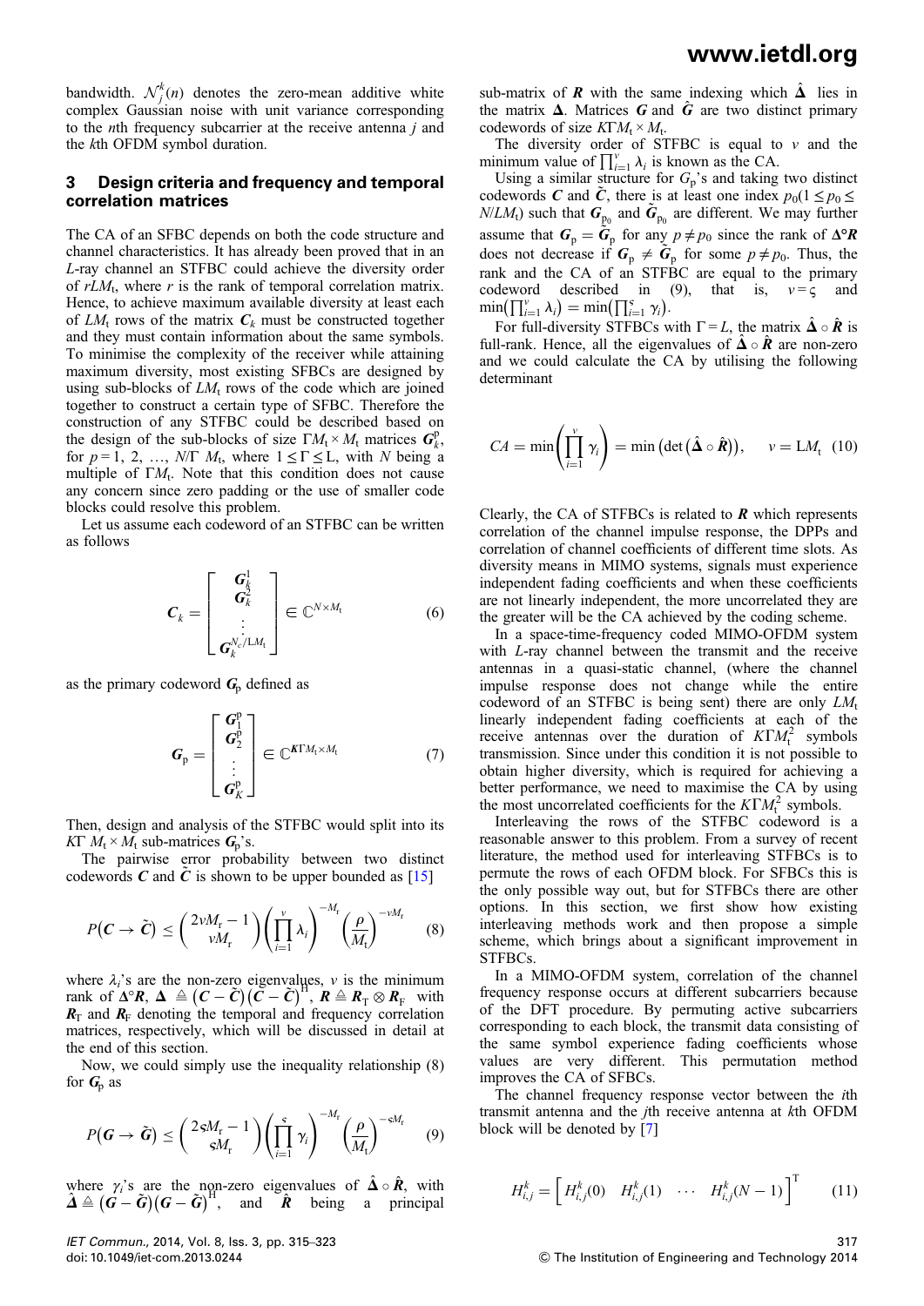bandwidth. $\mathcal{N}_j^k(n)$ denotes the zero-mean additive white complex Gaussian noise with unit variance corresponding to the $n$th frequency subcarrier at the receive antenna $j$ and the $k$th OFDM symbol duration.

## 3 Design criteria and frequency and temporal correlation matrices

The CA of an SFBC depends on both the code structure and channel characteristics. It has already been proved that in an $L$-ray channel an STFBC could achieve the diversity order of $rLM_t$, where $r$ is the rank of temporal correlation matrix. Hence, to achieve maximum available diversity at least each of $LM_t$ rows of the matrix $\boldsymbol{C}_k$ must be constructed together and they must contain information about the same symbols. To minimise the complexity of the receiver while attaining maximum diversity, most existing SFBCs are designed by using sub-blocks of $LM_t$ rows of the code which are joined together to construct a certain type of SFBC. Therefore the construction of any STFBC could be described based on the design of the sub-blocks of size $\Gamma M_t \times M_t$ matrices $\boldsymbol{G}_k^p$, for $p = 1, 2, \ldots, N/\Gamma M_t$, where $1 \le \Gamma \le L$, with $N$ being a multiple of $\Gamma M_t$. Note that this condition does not cause any concern since zero padding or the use of smaller code blocks could resolve this problem.

Let us assume each codeword of an STFBC can be written as follows

$$\boldsymbol{C}_k = \begin{bmatrix} \boldsymbol{G}_k^1 \\ \boldsymbol{G}_k^2 \\ \vdots \\ \boldsymbol{G}_k^{N_c/LM_t} \end{bmatrix} \in \mathbb{C}^{N \times M_t} \tag{6}$$

as the primary codeword $\boldsymbol{G}_p$ defined as

$$\boldsymbol{G}_p = \begin{bmatrix} \boldsymbol{G}_1^p \\ \boldsymbol{G}_2^p \\ \vdots \\ \boldsymbol{G}_K^p \end{bmatrix} \in \mathbb{C}^{K\Gamma M_t \times M_t} \tag{7}$$

Then, design and analysis of the STFBC would split into its $K\Gamma\ M_t \times M_t$ sub-matrices $\boldsymbol{G}_p$'s.

The pairwise error probability between two distinct codewords $\boldsymbol{C}$ and $\tilde{\boldsymbol{C}}$ is shown to be upper bounded as [15]

$$P(\boldsymbol{C} \to \tilde{\boldsymbol{C}}) \le \binom{2vM_r - 1}{vM_r} \left( \prod_{i=1}^{v} \lambda_i \right)^{-M_r} \left( \frac{\rho}{M_t} \right)^{-vM_r} \tag{8}$$

where $\lambda_i$'s are the non-zero eigenvalues, $v$ is the minimum rank of $\boldsymbol{\Delta}\circ\boldsymbol{R}$, $\boldsymbol{\Delta} \triangleq (\boldsymbol{C} - \tilde{\boldsymbol{C}})(\boldsymbol{C} - \tilde{\boldsymbol{C}})^{\mathrm{H}}$, $\boldsymbol{R} \triangleq \boldsymbol{R}_{\mathrm{T}} \otimes \boldsymbol{R}_{\mathrm{F}}$ with $\boldsymbol{R}_{\mathrm{T}}$ and $\boldsymbol{R}_{\mathrm{F}}$ denoting the temporal and frequency correlation matrices, respectively, which will be discussed in detail at the end of this section.

Now, we could simply use the inequality relationship (8) for $\boldsymbol{G}_p$ as

$$P(\boldsymbol{G} \to \tilde{\boldsymbol{G}}) \le \binom{2\varsigma M_r - 1}{\varsigma M_r} \left( \prod_{i=1}^{\varsigma} \gamma_i \right)^{-M_r} \left( \frac{\rho}{M_t} \right)^{-\varsigma M_r} \tag{9}$$

where $\gamma_i$'s are the non-zero eigenvalues of $\hat{\boldsymbol{\Delta}} \circ \hat{\boldsymbol{R}}$, with $\hat{\boldsymbol{\Delta}} \triangleq (\boldsymbol{G} - \tilde{\boldsymbol{G}})(\boldsymbol{G} - \tilde{\boldsymbol{G}})^{\mathrm{H}}$, and $\hat{\boldsymbol{R}}$ being a principal sub-matrix of $\boldsymbol{R}$ with the same indexing which $\hat{\boldsymbol{\Delta}}$ lies in the matrix $\boldsymbol{\Delta}$. Matrices $\boldsymbol{G}$ and $\hat{\boldsymbol{G}}$ are two distinct primary codewords of size $K\Gamma M_t \times M_t$.

The diversity order of STFBC is equal to $v$ and the minimum value of $\prod_{i=1}^{v} \lambda_i$ is known as the CA.

Using a similar structure for $G_p$'s and taking two distinct codewords $\boldsymbol{C}$ and $\tilde{\boldsymbol{C}}$, there is at least one index $p_0 (1 \le p_0 \le N/LM_t)$ such that $\boldsymbol{G}_{p_0}$ and $\tilde{\boldsymbol{G}}_{p_0}$ are different. We may further assume that $\boldsymbol{G}_p = \tilde{\boldsymbol{G}}_p$ for any $p \ne p_0$ since the rank of $\boldsymbol{\Delta}\circ\boldsymbol{R}$ does not decrease if $\boldsymbol{G}_p \ne \tilde{\boldsymbol{G}}_p$ for some $p \ne p_0$. Thus, the rank and the CA of an STFBC are equal to the primary codeword described in (9), that is, $v = \varsigma$ and $\min\left(\prod_{i=1}^{v} \lambda_i\right) = \min\left(\prod_{i=1}^{\varsigma} \gamma_i\right)$.

For full-diversity STFBCs with $\Gamma = L$, the matrix $\hat{\boldsymbol{\Delta}} \circ \hat{\boldsymbol{R}}$ is full-rank. Hence, all the eigenvalues of $\hat{\boldsymbol{\Delta}} \circ \hat{\boldsymbol{R}}$ are non-zero and we could calculate the CA by utilising the following determinant

$$CA = \min\left( \prod_{i=1}^{v} \gamma_i \right) = \min\left( \det\left( \hat{\boldsymbol{\Delta}} \circ \hat{\boldsymbol{R}} \right) \right), \quad v = LM_t \tag{10}$$

Clearly, the CA of STFBCs is related to $\boldsymbol{R}$ which represents correlation of the channel impulse response, the DPPs and correlation of channel coefficients of different time slots. As diversity means in MIMO systems, signals must experience independent fading coefficients and when these coefficients are not linearly independent, the more uncorrelated they are the greater will be the CA achieved by the coding scheme.

In a space-time-frequency coded MIMO-OFDM system with $L$-ray channel between the transmit and the receive antennas in a quasi-static channel, (where the channel impulse response does not change while the entire codeword of an STFBC is being sent) there are only $LM_t$ linearly independent fading coefficients at each of the receive antennas over the duration of $K\Gamma M_t^2$ symbols transmission. Since under this condition it is not possible to obtain higher diversity, which is required for achieving a better performance, we need to maximise the CA by using the most uncorrelated coefficients for the $K\Gamma M_t^2$ symbols.

Interleaving the rows of the STFBC codeword is a reasonable answer to this problem. From a survey of recent literature, the method used for interleaving STFBCs is to permute the rows of each OFDM block. For SFBCs this is the only possible way out, but for STFBCs there are other options. In this section, we first show how existing interleaving methods work and then propose a simple scheme, which brings about a significant improvement in STFBCs.

In a MIMO-OFDM system, correlation of the channel frequency response occurs at different subcarriers because of the DFT procedure. By permuting active subcarriers corresponding to each block, the transmit data consisting of the same symbol experience fading coefficients whose values are very different. This permutation method improves the CA of SFBCs.

The channel frequency response vector between the $i$th transmit antenna and the $j$th receive antenna at $k$th OFDM block will be denoted by [7]

$$H_{i,j}^k = \begin{bmatrix} H_{i,j}^k(0) & H_{i,j}^k(1) & \cdots & H_{i,j}^k(N-1) \end{bmatrix}^{\mathrm{T}} \tag{11}$$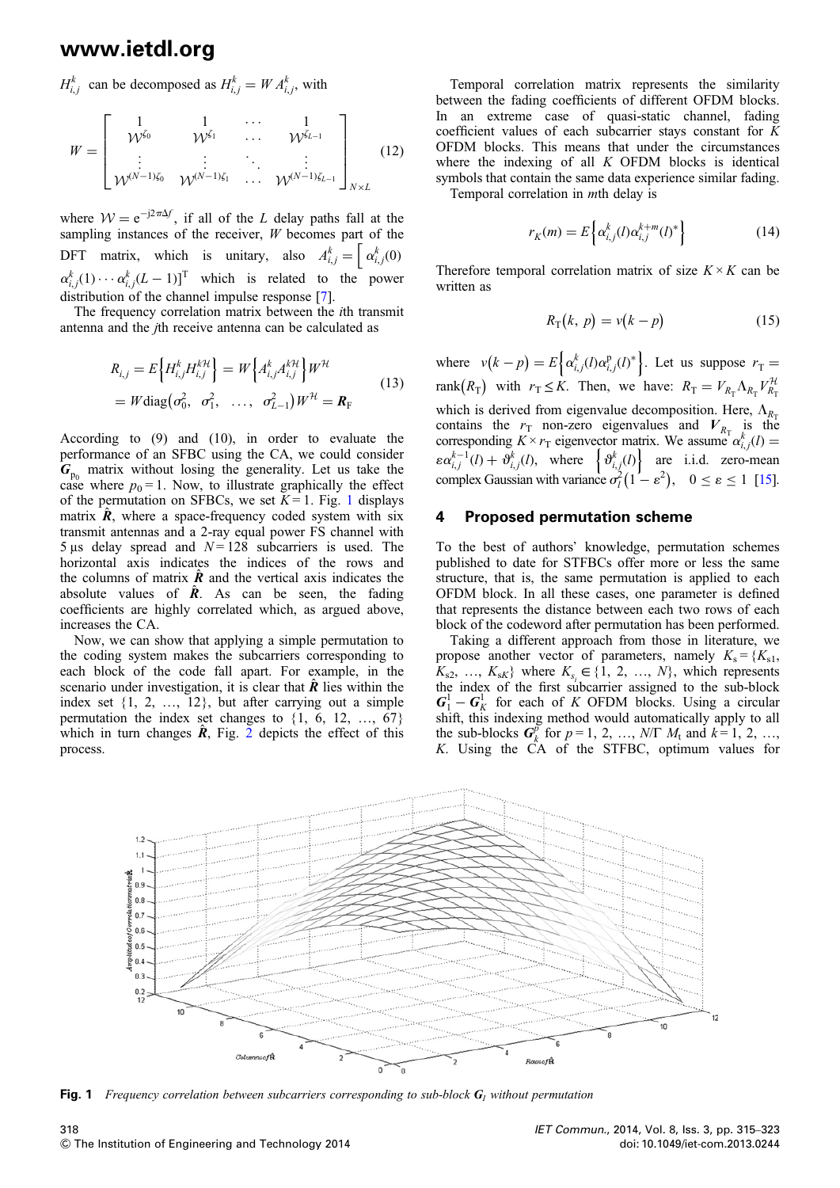$H_{i,j}^k$ can be decomposed as $H_{i,j}^k = W A_{i,j}^k$, with

$$W = \begin{bmatrix} 1 & 1 & \cdots & 1 \\ \mathcal{W}^{\zeta_0} & \mathcal{W}^{\zeta_1} & \cdots & \mathcal{W}^{\zeta_{L-1}} \\ \vdots & \vdots & \ddots & \vdots \\ \mathcal{W}^{(N-1)\zeta_0} & \mathcal{W}^{(N-1)\zeta_1} & \cdots & \mathcal{W}^{(N-1)\zeta_{L-1}} \end{bmatrix}_{N\times L} \tag{12}$$

where $\mathcal{W} = \mathrm{e}^{-\mathrm{j}2\pi\Delta f}$, if all of the $L$ delay paths fall at the sampling instances of the receiver, $W$ becomes part of the DFT matrix, which is unitary, also $A_{i,j}^k = [\alpha_{i,j}^k(0) \; \alpha_{i,j}^k(1) \cdots \alpha_{i,j}^k(L-1)]^{\mathrm{T}}$ which is related to the power distribution of the channel impulse response [7].

The frequency correlation matrix between the $i$th transmit antenna and the $j$th receive antenna can be calculated as

$$\begin{aligned} R_{i,j} &= E\left\{H_{i,j}^k H_{i,j}^{k\mathcal{H}}\right\} = W\left\{A_{i,j}^k A_{i,j}^{k\mathcal{H}}\right\} W^{\mathcal{H}} \\ &= W \mathrm{diag}\left(\sigma_0^2, \; \sigma_1^2, \; \ldots, \; \sigma_{L-1}^2\right) W^{\mathcal{H}} = \boldsymbol{R}_{\mathrm{F}} \end{aligned} \tag{13}$$

According to (9) and (10), in order to evaluate the performance of an SFBC using the CA, we could consider $\boldsymbol{G}_{p_0}$ matrix without losing the generality. Let us take the case where $p_0 = 1$. Now, to illustrate graphically the effect of the permutation on SFBCs, we set $K = 1$. Fig. 1 displays matrix $\hat{\boldsymbol{R}}$, where a space-frequency coded system with six transmit antennas and a 2-ray equal power FS channel with 5 µs delay spread and $N = 128$ subcarriers is used. The horizontal axis indicates the indices of the rows and the columns of matrix $\hat{\boldsymbol{R}}$ and the vertical axis indicates the absolute values of $\hat{\boldsymbol{R}}$. As can be seen, the fading coefficients are highly correlated which, as argued above, increases the CA.

Now, we can show that applying a simple permutation to the coding system makes the subcarriers corresponding to each block of the code fall apart. For example, in the scenario under investigation, it is clear that $\hat{\boldsymbol{R}}$ lies within the index set $\{1, 2, \ldots, 12\}$, but after carrying out a simple permutation the index set changes to $\{1, 6, 12, \ldots, 67\}$ which in turn changes $\hat{\boldsymbol{R}}$, Fig. 2 depicts the effect of this process.

Temporal correlation matrix represents the similarity between the fading coefficients of different OFDM blocks. In an extreme case of quasi-static channel, fading coefficient values of each subcarrier stays constant for $K$ OFDM blocks. This means that under the circumstances where the indexing of all $K$ OFDM blocks is identical symbols that contain the same data experience similar fading.

Temporal correlation in $m$th delay is

$$r_K(m) = E\left\{\alpha_{i,j}^k(l)\alpha_{i,j}^{k+m}(l)^*\right\} \tag{14}$$

Therefore temporal correlation matrix of size $K \times K$ can be written as

$$R_{\mathrm{T}}(k, \, p) = v(k - p) \tag{15}$$

where $v(k-p) = E\left\{\alpha_{i,j}^k(l)\alpha_{i,j}^{\mathrm{p}}(l)^*\right\}$. Let us suppose $r_{\mathrm{T}} = \mathrm{rank}(R_{\mathrm{T}})$ with $r_{\mathrm{T}} \le K$. Then, we have: $R_{\mathrm{T}} = V_{R_{\mathrm{T}}}\Lambda_{R_{\mathrm{T}}}V_{R_{\mathrm{T}}}^{\mathcal{H}}$ which is derived from eigenvalue decomposition. Here, $\Lambda_{R_{\mathrm{T}}}$ contains the $r_{\mathrm{T}}$ non-zero eigenvalues and $\boldsymbol{V}_{R_{\mathrm{T}}}$ is the corresponding $K \times r_{\mathrm{T}}$ eigenvector matrix. We assume $\alpha_{i,j}^k(l) = \varepsilon\alpha_{i,j}^{k-1}(l) + \vartheta_{i,j}^k(l)$, where $\left\{\vartheta_{i,j}^k(l)\right\}$ are i.i.d. zero-mean complex Gaussian with variance $\sigma_l^2(1 - \varepsilon^2)$, $\quad 0 \le \varepsilon \le 1$ [15].

## 4 Proposed permutation scheme

To the best of authors' knowledge, permutation schemes published to date for STFBCs offer more or less the same structure, that is, the same permutation is applied to each OFDM block. In all these cases, one parameter is defined that represents the distance between each two rows of each block of the codeword after permutation has been performed.

Taking a different approach from those in literature, we propose another vector of parameters, namely $K_{\mathrm{s}} = \{K_{\mathrm{s}1}, K_{\mathrm{s}2}, \ldots, K_{\mathrm{s}K}\}$ where $K_{s_i} \in \{1, 2, \ldots, N\}$, which represents the index of the first subcarrier assigned to the sub-block $\boldsymbol{G}_1^1 - \boldsymbol{G}_K^1$ for each of $K$ OFDM blocks. Using a circular shift, this indexing method would automatically apply to all the sub-blocks $\boldsymbol{G}_k^p$ for $p = 1, 2, \ldots, N/\Gamma \, M_{\mathrm{t}}$ and $k = 1, 2, \ldots, K$. Using the CA of the STFBC, optimum values for

**Fig. 1** *Frequency correlation between subcarriers corresponding to sub-block $\boldsymbol{G}_l$ without permutation*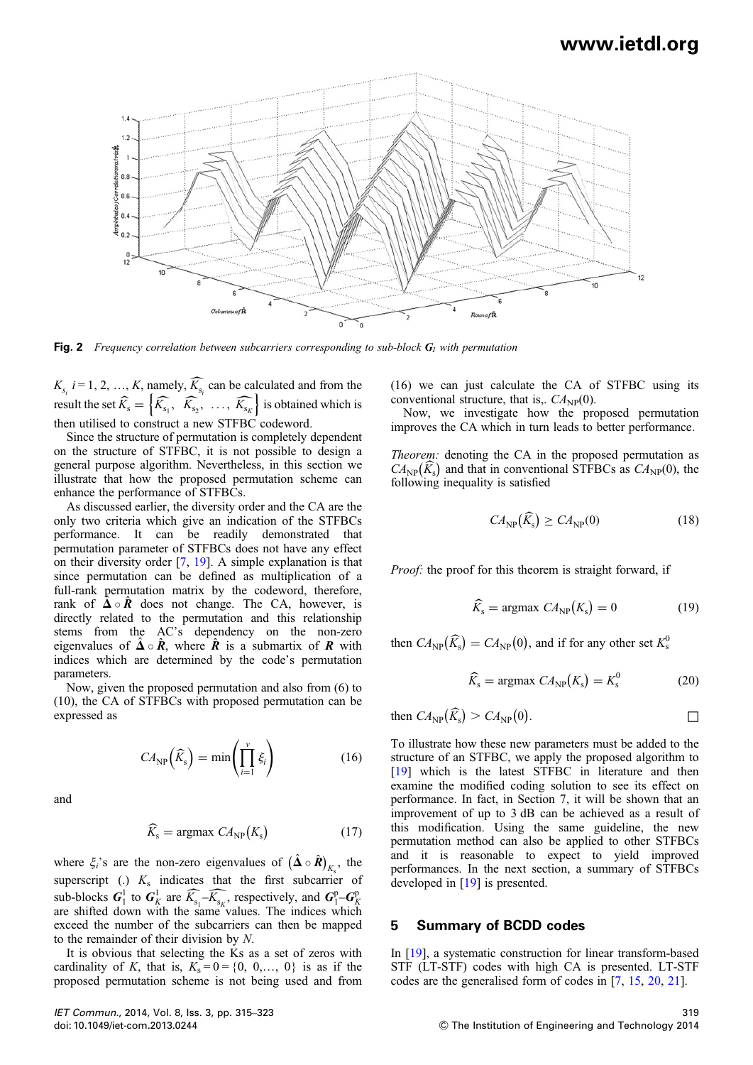Fig. 2 *Frequency correlation between subcarriers corresponding to sub-block $\boldsymbol{G}_l$ with permutation*

$K_{s_i}$ $i = 1, 2, \ldots, K$, namely, $\widehat{K_{s_i}}$ can be calculated and from the result the set $\widehat{K}_s = \left\{\widehat{K_{s_1}},\ \widehat{K_{s_2}},\ \ldots,\ \widehat{K_{s_K}}\right\}$ is obtained which is then utilised to construct a new STFBC codeword.

Since the structure of permutation is completely dependent on the structure of STFBC, it is not possible to design a general purpose algorithm. Nevertheless, in this section we illustrate that how the proposed permutation scheme can enhance the performance of STFBCs.

As discussed earlier, the diversity order and the CA are the only two criteria which give an indication of the STFBCs performance. It can be readily demonstrated that permutation parameter of STFBCs does not have any effect on their diversity order [7, 19]. A simple explanation is that since permutation can be defined as multiplication of a full-rank permutation matrix by the codeword, therefore, rank of $\hat{\boldsymbol{\Delta}} \circ \hat{\boldsymbol{R}}$ does not change. The CA, however, is directly related to the permutation and this relationship stems from the AC's dependency on the non-zero eigenvalues of $\hat{\boldsymbol{\Delta}} \circ \hat{\boldsymbol{R}}$, where $\hat{\boldsymbol{R}}$ is a submartix of $\boldsymbol{R}$ with indices which are determined by the code's permutation parameters.

Now, given the proposed permutation and also from (6) to (10), the CA of STFBCs with proposed permutation can be expressed as

$$CA_{\text{NP}}\left(\widehat{K}_s\right) = \min\left(\prod_{i=1}^{v} \xi_i\right) \tag{16}$$

and

$$\widehat{K}_s = \operatorname{argmax}\ CA_{\text{NP}}\left(K_s\right) \tag{17}$$

where $\xi_i$'s are the non-zero eigenvalues of $\left(\hat{\boldsymbol{\Delta}} \circ \hat{\boldsymbol{R}}\right)_{K_s}$, the superscript (.) $K_s$ indicates that the first subcarrier of sub-blocks $\boldsymbol{G}_1^1$ to $\boldsymbol{G}_K^1$ are $\widehat{K_{s_1}}$–$\widehat{K_{s_K}}$, respectively, and $\boldsymbol{G}_1^p$–$\boldsymbol{G}_K^p$ are shifted down with the same values. The indices which exceed the number of the subcarriers can then be mapped to the remainder of their division by $N$.

It is obvious that selecting the Ks as a set of zeros with cardinality of $K$, that is, $K_s = 0 = \{0,\ 0, \ldots,\ 0\}$ is as if the proposed permutation scheme is not being used and from (16) we can just calculate the CA of STFBC using its conventional structure, that is,. $CA_{\text{NP}}(0)$.

Now, we investigate how the proposed permutation improves the CA which in turn leads to better performance.

*Theorem:* denoting the CA in the proposed permutation as $CA_{\text{NP}}\left(\widehat{K}_s\right)$ and that in conventional STFBCs as $CA_{\text{NP}}(0)$, the following inequality is satisfied

$$CA_{\text{NP}}\left(\widehat{K}_s\right) \geq CA_{\text{NP}}(0) \tag{18}$$

*Proof:* the proof for this theorem is straight forward, if

$$\widehat{K}_s = \operatorname{argmax}\ CA_{\text{NP}}\left(K_s\right) = 0 \tag{19}$$

then $CA_{\text{NP}}\left(\widehat{K}_s\right) = CA_{\text{NP}}(0)$, and if for any other set $K_s^0$

$$\widehat{K}_s = \operatorname{argmax}\ CA_{\text{NP}}\left(K_s\right) = K_s^0 \tag{20}$$

then $CA_{\text{NP}}\left(\widehat{K}_s\right) > CA_{\text{NP}}(0)$. □

To illustrate how these new parameters must be added to the structure of an STFBC, we apply the proposed algorithm to [19] which is the latest STFBC in literature and then examine the modified coding solution to see its effect on performance. In fact, in Section 7, it will be shown that an improvement of up to 3 dB can be achieved as a result of this modification. Using the same guideline, the new permutation method can also be applied to other STFBCs and it is reasonable to expect to yield improved performances. In the next section, a summary of STFBCs developed in [19] is presented.

## 5 Summary of BCDD codes

In [19], a systematic construction for linear transform-based STF (LT-STF) codes with high CA is presented. LT-STF codes are the generalised form of codes in [7, 15, 20, 21].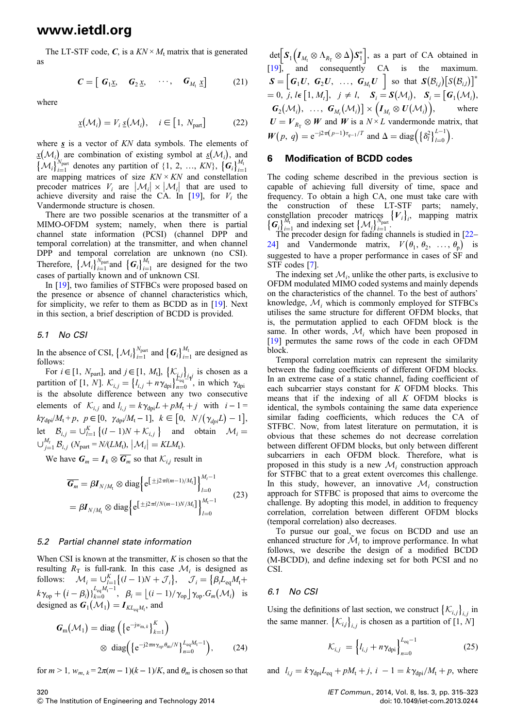The LT-STF code, $\boldsymbol{C}$, is a $KN \times M_t$ matrix that is generated as

$$\boldsymbol{C} = \begin{bmatrix} \boldsymbol{G}_1\underline{x}, & \boldsymbol{G}_2\,\underline{x}, & \cdots, & \boldsymbol{G}_{M_t}\,\underline{x} \end{bmatrix} \tag{21}$$

where

$$\underline{x}(\mathcal{M}_i) = V_i\,\underline{s}(\mathcal{M}_i), \quad i \in [1,\, N_{\text{part}}] \tag{22}$$

where $\underline{s}$ is a vector of $KN$ data symbols. The elements of $\underline{x}(\mathcal{M}_i)$ are combination of existing symbol at $\underline{s}(\mathcal{M}_i)$, and $\{\mathcal{M}_i\}_{i=1}^{N_{\text{part}}}$ denotes any partition of $\{1, 2, \ldots, KN\}$, $\{\boldsymbol{G}_i\}_{i=1}^{M_t}$ are mapping matrices of size $KN \times KN$ and constellation precoder matrices $V_i$ are $|\mathcal{M}_i| \times |\mathcal{M}_i|$ that are used to achieve diversity and raise the CA. In [19], for $V_i$ the Vandermonde structure is chosen.

There are two possible scenarios at the transmitter of a MIMO-OFDM system; namely, when there is partial channel state information (PCSI) (channel DPP and temporal correlation) at the transmitter, and when channel DPP and temporal correlation are unknown (no CSI). Therefore, $\{\mathcal{M}_i\}_{i=1}^{N_{\text{part}}}$ and $\{\boldsymbol{G}_i\}_{i=1}^{M_t}$ are designed for the two cases of partially known and of unknown CSI.

In [19], two families of STFBCs were proposed based on the presence or absence of channel characteristics which, for simplicity, we refer to them as BCDD as in [19]. Next in this section, a brief description of BCDD is provided.

### 5.1 No CSI

In the absence of CSI, $\{\mathcal{M}_i\}_{i=1}^{N_{\text{part}}}$ and $\{\boldsymbol{G}_i\}_{i=1}^{M_t}$ are designed as follows:

For $i \in [1, N_{\text{part}}]$, and $j \in [1, M_t]$, $\{\mathcal{K}_{i,j}\}_{i,j}$ is chosen as a partition of $[1, N]$. $\mathcal{K}_{i,j} = \{l_{i,j} + n\gamma_{\text{dpi}}\}_{n=0}^{L_{\text{eq}}-1}$, in which $\gamma_{\text{dpi}}$ is the absolute difference between any two consecutive elements of $\mathcal{K}_{i,j}$ and $l_{i,j} = k\gamma_{\text{dpi}}L + pM_t + j$ with $i - 1 = k\gamma_{\text{dpi}}/M_t + p$, $p \in [0,\ \gamma_{\text{dpi}}/M_t - 1]$, $k \in [0,\ N/(\gamma_{dpi}L) - 1]$, let $\mathcal{B}_{i,j} = \cup_{l=1}^{K}\{(l-1)N + \mathcal{K}_{i,j}\}$ and obtain $\mathcal{M}_i = \cup_{j=1}^{M_t}\mathcal{B}_{i,j}$ ($N_{\text{part}} = N/(LM_t)$, $|\mathcal{M}_i| = KLM_t$).

We have $\boldsymbol{G}_m = \boldsymbol{I}_k \otimes \overline{\boldsymbol{G}_m}$ so that $\mathcal{K}_{i,j}$ result in

$$\begin{aligned}\overline{\boldsymbol{G}_m} &= \beta \boldsymbol{I}_{N/M_t} \otimes \text{diag}\left\{ e^{[\pm j2\pi l(m-1)/M_t]} \right\}_{l=0}^{M_t-1} \\ &= \beta \boldsymbol{I}_{N/M_t} \otimes \text{diag}\left\{ e^{[\pm j2\pi l/N(m-1)N/M_t]} \right\}_{l=0}^{M_t-1}\end{aligned} \tag{23}$$

### 5.2 Partial channel state information

When CSI is known at the transmitter, $K$ is chosen so that the resulting $R_T$ is full-rank. In this case $\mathcal{M}_i$ is designed as follows: $\mathcal{M}_i = \cup_{l=1}^{K}\{(l-1)N + \mathcal{J}_i\}$, $\mathcal{J}_i = \{\beta_i L_{\text{eq}}M_t + k\gamma_{\text{op}} + (i - \beta_i)\}_{k=0}^{L_{\text{eq}}M_t-1}$, $\beta_i = \lfloor (i-1)/\gamma_{\text{op}} \rfloor \gamma_{\text{op}}.G_m(\mathcal{M}_i)$ is designed as $\boldsymbol{G}_1(\mathcal{M}_1) = \boldsymbol{I}_{KL_{\text{eq}}M_t}$, and

$$\begin{aligned}\boldsymbol{G}_{\text{m}}(\mathcal{M}_1) = {}& \text{diag}\left(\left\{ e^{-jw_{m,k}} \right\}_{k=1}^{K}\right) \\ & \otimes \text{diag}\left(\left\{ e^{-j2\pi n\gamma_{op}\theta_m/N} \right\}_{n=0}^{L_{\text{eq}}M_t-1}\right),\end{aligned} \tag{24}$$

for $m > 1$, $w_{m,k} = 2\pi(m-1)(k-1)/K$, and $\theta_m$ is chosen so that $\det\left[\boldsymbol{S}_1\left(\boldsymbol{I}_{M_t} \otimes \Lambda_{R_T} \otimes \Delta\right)\boldsymbol{S}_1^*\right]$, as a part of CA obtained in [19], and consequently CA is the maximum. $\boldsymbol{S} = \begin{bmatrix} \boldsymbol{G}_1\boldsymbol{U}, & \boldsymbol{G}_2\boldsymbol{U}, & \ldots, & \boldsymbol{G}_{M_t}\boldsymbol{U} \end{bmatrix}$ so that $\boldsymbol{S}(\mathcal{B}_{i,j})[S(\mathcal{B}_{i,l})]^* = 0$, $j, l \in [1, M_t]$, $j \neq l$, $\boldsymbol{S}_i = \boldsymbol{S}(\mathcal{M}_i)$, $\boldsymbol{S}_i = [\boldsymbol{G}_1(\mathcal{M}_i),\ \boldsymbol{G}_2(\mathcal{M}_i),\ \ldots,\ \boldsymbol{G}_{M_t}(\mathcal{M}_i)] \times \left(\boldsymbol{I}_{M_t} \otimes \boldsymbol{U}(\mathcal{M}_i)\right)$, where $\boldsymbol{U} = \boldsymbol{V}_{R_T} \otimes \boldsymbol{W}$ and $\boldsymbol{W}$ is a $N \times L$ vandermonde matrix, that $\boldsymbol{W}(p,\, q) = e^{-j2\pi(p-1)\tau_{q-1}/T}$ and $\Delta = \text{diag}\left(\{\delta_l^2\}_{l=0}^{L-1}\right)$.

## 6 Modification of BCDD codes

The coding scheme described in the previous section is capable of achieving full diversity of time, space and frequency. To obtain a high CA, one must take care with the construction of these LT-STF parts; namely, constellation precoder matrices $\{V_i\}_i$, mapping matrix $\{G_i\}_{i=1}^{M_t}$ and indexing set $\{\mathcal{M}_i\}_{i=1}^{N_{\text{part}}}$.

The precoder design for fading channels is studied in [22–24] and Vandermonde matrix, $V(\theta_1, \theta_2, \ldots, \theta_p)$ is suggested to have a proper performance in cases of SF and STF codes [7].

The indexing set $\mathcal{M}_i$, unlike the other parts, is exclusive to OFDM modulated MIMO coded systems and mainly depends on the characteristics of the channel. To the best of authors' knowledge, $\mathcal{M}_i$ which is commonly employed for STFBCs utilises the same structure for different OFDM blocks, that is, the permutation applied to each OFDM block is the same. In other words, $\mathcal{M}_i$ which have been proposed in [19] permutes the same rows of the code in each OFDM block.

Temporal correlation matrix can represent the similarity between the fading coefficients of different OFDM blocks. In an extreme case of a static channel, fading coefficient of each subcarrier stays constant for $K$ OFDM blocks. This means that if the indexing of all $K$ OFDM blocks is identical, the symbols containing the same data experience similar fading coefficients, which reduces the CA of STFBC. Now, from latest literature on permutation, it is obvious that these schemes do not decrease correlation between different OFDM blocks, but only between different subcarriers in each OFDM block. Therefore, what is proposed in this study is a new $\mathcal{M}_i$ construction approach for STFBC that to a great extent overcomes this challenge. In this study, however, an innovative $\mathcal{M}_i$ construction approach for STFBC is proposed that aims to overcome the challenge. By adopting this model, in addition to frequency correlation, correlation between different OFDM blocks (temporal correlation) also decreases.

To pursue our goal, we focus on BCDD and use an enhanced structure for $\tilde{\mathcal{M}}_i$ to improve performance. In what follows, we describe the design of a modified BCDD (M-BCDD), and define indexing set for both PCSI and no CSI.

### 6.1 No CSI

Using the definitions of last section, we construct $\{\mathcal{K}_{i,j}\}_{i,j}$ in the same manner. $\{\mathcal{K}_{i,j}\}_{i,j}$ is chosen as a partition of $[1, N]$

$$\mathcal{K}_{i,j} = \left\{ l_{i,j} + n\gamma_{\text{dpi}} \right\}_{n=0}^{L_{\text{eq}}-1} \tag{25}$$

and $l_{i,j} = k\gamma_{\text{dpi}}L_{\text{eq}} + pM_t + j$, $i - 1 = k\gamma_{\text{dpi}}/M_t + p$, where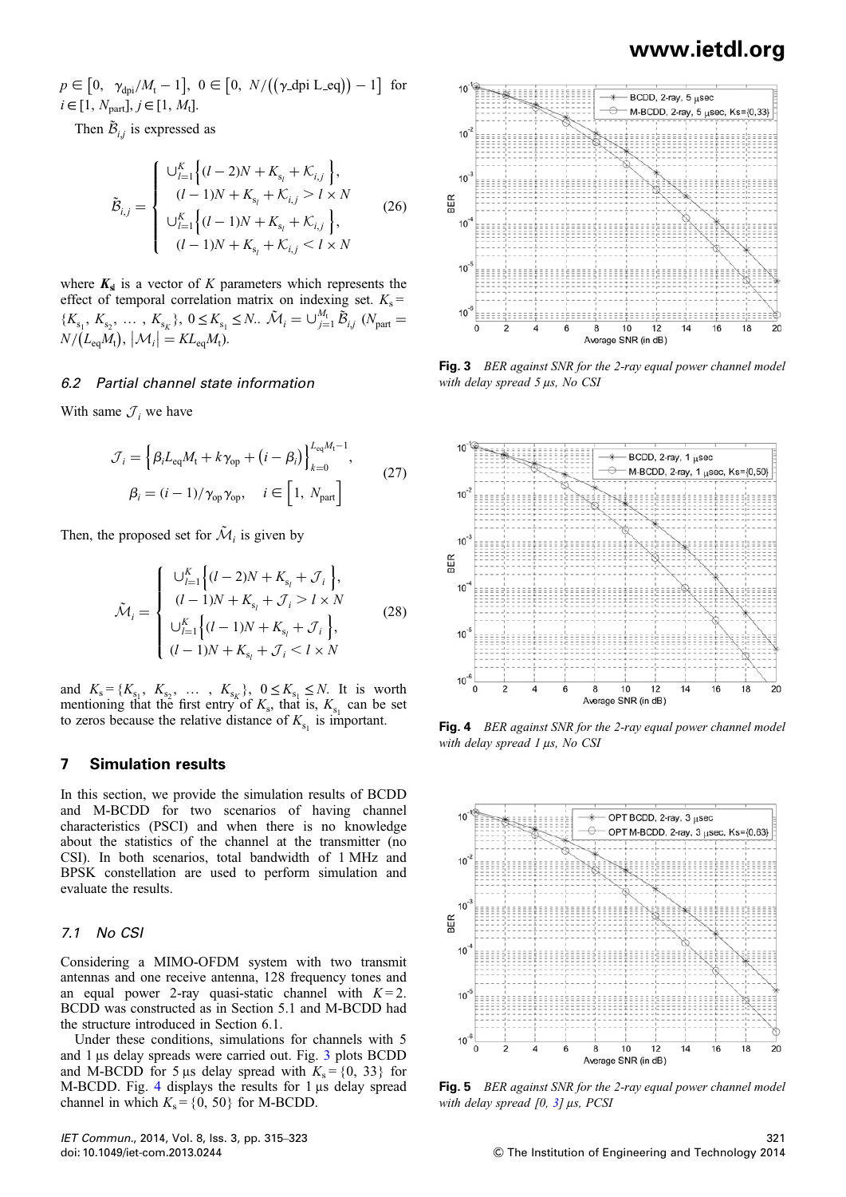$p \in [0, \ \gamma_{\text{dpi}}/M_t - 1], \ 0 \in [0, \ N/((\gamma\text{\_dpi L\_eq})) - 1]$ for $i \in [1, N_{\text{part}}], j \in [1, M_t]$.

Then $\tilde{\mathcal{B}}_{i,j}$ is expressed as

$$\tilde{\mathcal{B}}_{i,j} = \begin{cases} \cup_{l=1}^{K} \left\{ (l-2)N + K_{s_l} + \mathcal{K}_{i,j} \right\}, \\ \quad (l-1)N + K_{s_l} + \mathcal{K}_{i,j} > l \times N \\ \cup_{l=1}^{K} \left\{ (l-1)N + K_{s_l} + \mathcal{K}_{i,j} \right\}, \\ \quad (l-1)N + K_{s_l} + \mathcal{K}_{i,j} < l \times N \end{cases} \tag{26}$$

where $\boldsymbol{K}_{\mathbf{s}}$ is a vector of $K$ parameters which represents the effect of temporal correlation matrix on indexing set. $K_s = \{K_{s_1}, K_{s_2}, \ldots, K_{s_K}\}$, $0 \le K_{s_1} \le N$.. $\tilde{\mathcal{M}}_i = \cup_{j=1}^{M_t} \tilde{\mathcal{B}}_{i,j}$ ($N_{\text{part}} = N/(L_{\text{eq}}M_t)$, $|\mathcal{M}_i| = KL_{\text{eq}}M_t$).

### 6.2 Partial channel state information

With same $\mathcal{J}_i$ we have

$$\mathcal{J}_i = \left\{ \beta_i L_{\text{eq}} M_t + k\gamma_{\text{op}} + (i - \beta_i) \right\}_{k=0}^{L_{\text{eq}}M_t - 1}, \\ \beta_i = (i-1)/\gamma_{\text{op}}\gamma_{\text{op}}, \quad i \in [1, \ N_{\text{part}}] \tag{27}$$

Then, the proposed set for $\tilde{\mathcal{M}}_i$ is given by

$$\tilde{\mathcal{M}}_i = \begin{cases} \cup_{l=1}^{K} \left\{ (l-2)N + K_{s_l} + \mathcal{J}_i \right\}, \\ \quad (l-1)N + K_{s_l} + \mathcal{J}_i > l \times N \\ \cup_{l=1}^{K} \left\{ (l-1)N + K_{s_l} + \mathcal{J}_i \right\}, \\ \quad (l-1)N + K_{s_l} + \mathcal{J}_i < l \times N \end{cases} \tag{28}$$

and $K_s = \{K_{s_1}, K_{s_2}, \ldots, K_{s_K}\}$, $0 \le K_{s_1} \le N$. It is worth mentioning that the first entry of $K_s$, that is, $K_{s_1}$ can be set to zeros because the relative distance of $K_{s_1}$ is important.

## 7 Simulation results

In this section, we provide the simulation results of BCDD and M-BCDD for two scenarios of having partial channel characteristics (PSCI) and when there is no knowledge about the statistics of the channel at the transmitter (no CSI). In both scenarios, total bandwidth of 1 MHz and BPSK constellation are used to perform simulation and evaluate the results.

### 7.1 No CSI

Considering a MIMO-OFDM system with two transmit antennas and one receive antenna, 128 frequency tones and an equal power 2-ray quasi-static channel with $K = 2$. BCDD was constructed as in Section 5.1 and M-BCDD had the structure introduced in Section 6.1.

Under these conditions, simulations for channels with 5 and 1 µs delay spreads were carried out. Fig. 3 plots BCDD and M-BCDD for 5 µs delay spread with $K_s = \{0, 33\}$ for M-BCDD. Fig. 4 displays the results for 1 µs delay spread channel in which $K_s = \{0, 50\}$ for M-BCDD.

**Fig. 3** *BER against SNR for the 2-ray equal power channel model with delay spread 5 µs, No CSI*

**Fig. 4** *BER against SNR for the 2-ray equal power channel model with delay spread 1 µs, No CSI*

**Fig. 5** *BER against SNR for the 2-ray equal power channel model with delay spread [0, 3] µs, PCSI*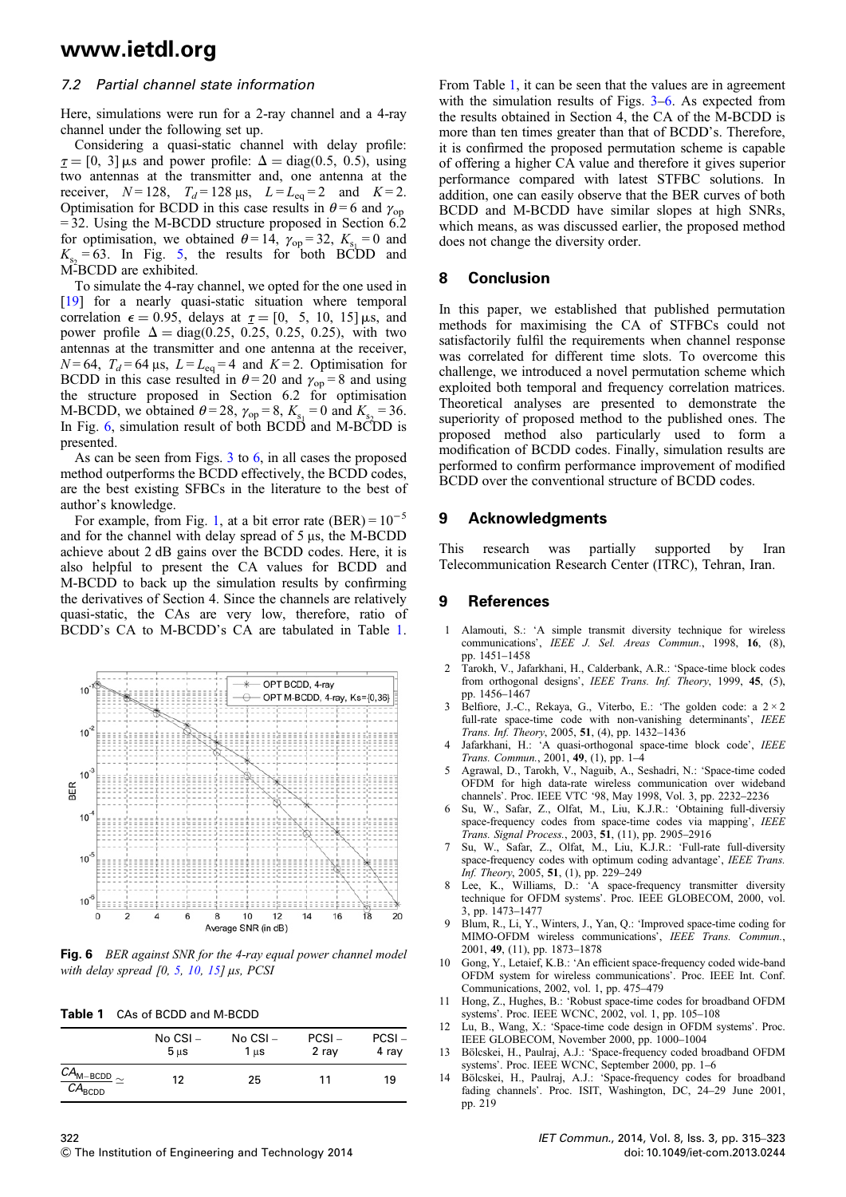### 7.2 Partial channel state information

Here, simulations were run for a 2-ray channel and a 4-ray channel under the following set up.

Considering a quasi-static channel with delay profile: $\underline{\tau} = [0, 3]$ μs and power profile: $\Delta = \text{diag}(0.5, 0.5)$, using two antennas at the transmitter and, one antenna at the receiver, $N = 128$, $T_d = 128$ μs, $L = L_{\text{eq}} = 2$ and $K = 2$. Optimisation for BCDD in this case results in $\theta = 6$ and $\gamma_{\text{op}} = 32$. Using the M-BCDD structure proposed in Section 6.2 for optimisation, we obtained $\theta = 14$, $\gamma_{\text{op}} = 32$, $K_{s_1} = 0$ and $K_{s_2} = 63$. In Fig. 5, the results for both BCDD and M-BCDD are exhibited.

To simulate the 4-ray channel, we opted for the one used in [19] for a nearly quasi-static situation where temporal correlation $\epsilon = 0.95$, delays at $\underline{\tau} = [0, 5, 10, 15]$ μs, and power profile $\Delta = \text{diag}(0.25, 0.25, 0.25, 0.25)$, with two antennas at the transmitter and one antenna at the receiver, $N = 64$, $T_d = 64$ μs, $L = L_{\text{eq}} = 4$ and $K = 2$. Optimisation for BCDD in this case resulted in $\theta = 20$ and $\gamma_{\text{op}} = 8$ and using the structure proposed in Section 6.2 for optimisation M-BCDD, we obtained $\theta = 28$, $\gamma_{\text{op}} = 8$, $K_{s_1} = 0$ and $K_{s_2} = 36$. In Fig. 6, simulation result of both BCDD and M-BCDD is presented.

As can be seen from Figs. 3 to 6, in all cases the proposed method outperforms the BCDD effectively, the BCDD codes, are the best existing SFBCs in the literature to the best of author's knowledge.

For example, from Fig. 1, at a bit error rate $(\text{BER}) = 10^{-5}$ and for the channel with delay spread of 5 μs, the M-BCDD achieve about 2 dB gains over the BCDD codes. Here, it is also helpful to present the CA values for BCDD and M-BCDD to back up the simulation results by confirming the derivatives of Section 4. Since the channels are relatively quasi-static, the CAs are very low, therefore, ratio of BCDD's CA to M-BCDD's CA are tabulated in Table 1.

**Fig. 6** *BER against SNR for the 4-ray equal power channel model with delay spread [0, 5, 10, 15] μs, PCSI*

**Table 1** CAs of BCDD and M-BCDD

| | No CSI – 5 μs | No CSI – 1 μs | PCSI – 2 ray | PCSI – 4 ray |
|---|---|---|---|---|
| $\frac{CA_{\text{M-BCDD}}}{CA_{\text{BCDD}}} \simeq$ | 12 | 25 | 11 | 19 |

From Table 1, it can be seen that the values are in agreement with the simulation results of Figs. 3–6. As expected from the results obtained in Section 4, the CA of the M-BCDD is more than ten times greater than that of BCDD's. Therefore, it is confirmed the proposed permutation scheme is capable of offering a higher CA value and therefore it gives superior performance compared with latest STFBC solutions. In addition, one can easily observe that the BER curves of both BCDD and M-BCDD have similar slopes at high SNRs, which means, as was discussed earlier, the proposed method does not change the diversity order.

## 8 Conclusion

In this paper, we established that published permutation methods for maximising the CA of STFBCs could not satisfactorily fulfil the requirements when channel response was correlated for different time slots. To overcome this challenge, we introduced a novel permutation scheme which exploited both temporal and frequency correlation matrices. Theoretical analyses are presented to demonstrate the superiority of proposed method to the published ones. The proposed method also particularly used to form a modification of BCDD codes. Finally, simulation results are performed to confirm performance improvement of modified BCDD over the conventional structure of BCDD codes.

## 9 Acknowledgments

This research was partially supported by Iran Telecommunication Research Center (ITRC), Tehran, Iran.

## 9 References

1. Alamouti, S.: 'A simple transmit diversity technique for wireless communications', *IEEE J. Sel. Areas Commun.*, 1998, **16**, (8), pp. 1451–1458
2. Tarokh, V., Jafarkhani, H., Calderbank, A.R.: 'Space-time block codes from orthogonal designs', *IEEE Trans. Inf. Theory*, 1999, **45**, (5), pp. 1456–1467
3. Belfiore, J.-C., Rekaya, G., Viterbo, E.: 'The golden code: a 2 × 2 full-rate space-time code with non-vanishing determinants', *IEEE Trans. Inf. Theory*, 2005, **51**, (4), pp. 1432–1436
4. Jafarkhani, H.: 'A quasi-orthogonal space-time block code', *IEEE Trans. Commun.*, 2001, **49**, (1), pp. 1–4
5. Agrawal, D., Tarokh, V., Naguib, A., Seshadri, N.: 'Space-time coded OFDM for high data-rate wireless communication over wideband channels'. Proc. IEEE VTC '98, May 1998, Vol. 3, pp. 2232–2236
6. Su, W., Safar, Z., Olfat, M., Liu, K.J.R.: 'Obtaining full-diversity space-frequency codes from space-time codes via mapping', *IEEE Trans. Signal Process.*, 2003, **51**, (11), pp. 2905–2916
7. Su, W., Safar, Z., Olfat, M., Liu, K.J.R.: 'Full-rate full-diversity space-frequency codes with optimum coding advantage', *IEEE Trans. Inf. Theory*, 2005, **51**, (1), pp. 229–249
8. Lee, K., Williams, D.: 'A space-frequency transmitter diversity technique for OFDM systems'. Proc. IEEE GLOBECOM, 2000, vol. 3, pp. 1473–1477
9. Blum, R., Li, Y., Winters, J., Yan, Q.: 'Improved space-time coding for MIMO-OFDM wireless communications', *IEEE Trans. Commun.*, 2001, **49**, (11), pp. 1873–1878
10. Gong, Y., Letaief, K.B.: 'An efficient space-frequency coded wide-band OFDM system for wireless communications'. Proc. IEEE Int. Conf. Communications, 2002, vol. 1, pp. 475–479
11. Hong, Z., Hughes, B.: 'Robust space-time codes for broadband OFDM systems'. Proc. IEEE WCNC, 2002, vol. 1, pp. 105–108
12. Lu, B., Wang, X.: 'Space-time code design in OFDM systems'. Proc. IEEE GLOBECOM, November 2000, pp. 1000–1004
13. Bölcskei, H., Paulraj, A.J.: 'Space-frequency coded broadband OFDM systems'. Proc. IEEE WCNC, September 2000, pp. 1–6
14. Bölcskei, H., Paulraj, A.J.: 'Space-frequency codes for broadband fading channels'. Proc. ISIT, Washington, DC, 24–29 June 2001, pp. 219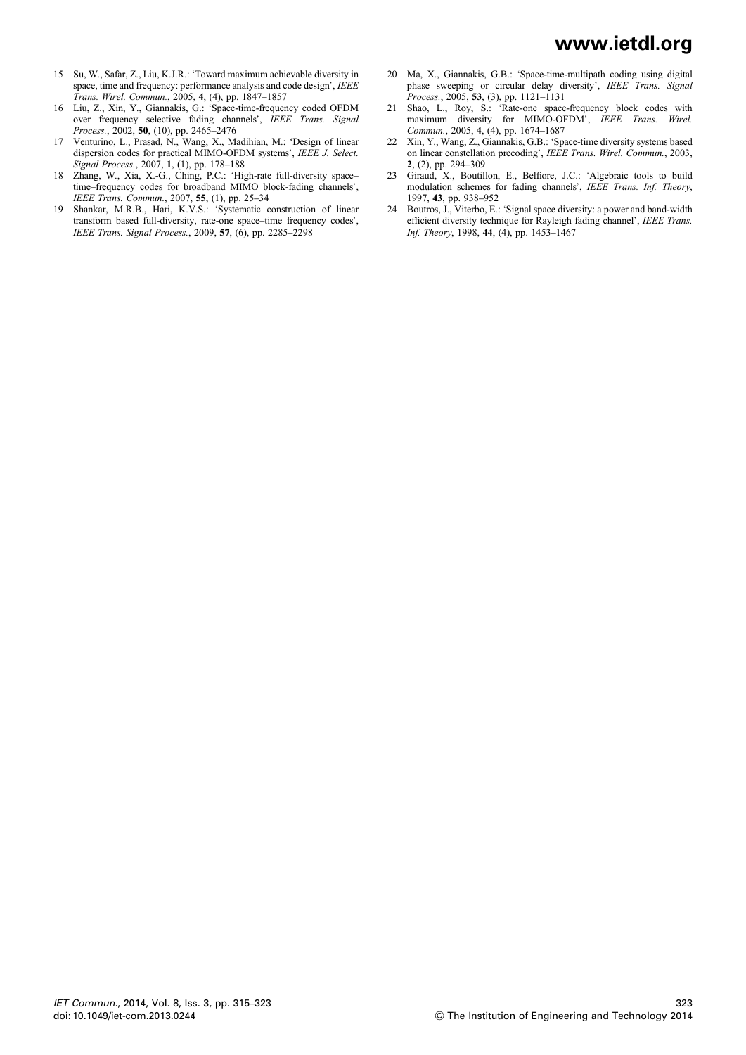15 Su, W., Safar, Z., Liu, K.J.R.: 'Toward maximum achievable diversity in space, time and frequency: performance analysis and code design', *IEEE Trans. Wirel. Commun.*, 2005, **4**, (4), pp. 1847–1857

16 Liu, Z., Xin, Y., Giannakis, G.: 'Space-time-frequency coded OFDM over frequency selective fading channels', *IEEE Trans. Signal Process.*, 2002, **50**, (10), pp. 2465–2476

17 Venturino, L., Prasad, N., Wang, X., Madihian, M.: 'Design of linear dispersion codes for practical MIMO-OFDM systems', *IEEE J. Select. Signal Process.*, 2007, **1**, (1), pp. 178–188

18 Zhang, W., Xia, X.-G., Ching, P.C.: 'High-rate full-diversity space–time–frequency codes for broadband MIMO block-fading channels', *IEEE Trans. Commun.*, 2007, **55**, (1), pp. 25–34

19 Shankar, M.R.B., Hari, K.V.S.: 'Systematic construction of linear transform based full-diversity, rate-one space–time frequency codes', *IEEE Trans. Signal Process.*, 2009, **57**, (6), pp. 2285–2298

20 Ma, X., Giannakis, G.B.: 'Space-time-multipath coding using digital phase sweeping or circular delay diversity', *IEEE Trans. Signal Process.*, 2005, **53**, (3), pp. 1121–1131

21 Shao, L., Roy, S.: 'Rate-one space-frequency block codes with maximum diversity for MIMO-OFDM', *IEEE Trans. Wirel. Commun.*, 2005, **4**, (4), pp. 1674–1687

22 Xin, Y., Wang, Z., Giannakis, G.B.: 'Space-time diversity systems based on linear constellation precoding', *IEEE Trans. Wirel. Commun.*, 2003, **2**, (2), pp. 294–309

23 Giraud, X., Boutillon, E., Belfiore, J.C.: 'Algebraic tools to build modulation schemes for fading channels', *IEEE Trans. Inf. Theory*, 1997, **43**, pp. 938–952

24 Boutros, J., Viterbo, E.: 'Signal space diversity: a power and band-width efficient diversity technique for Rayleigh fading channel', *IEEE Trans. Inf. Theory*, 1998, **44**, (4), pp. 1453–1467